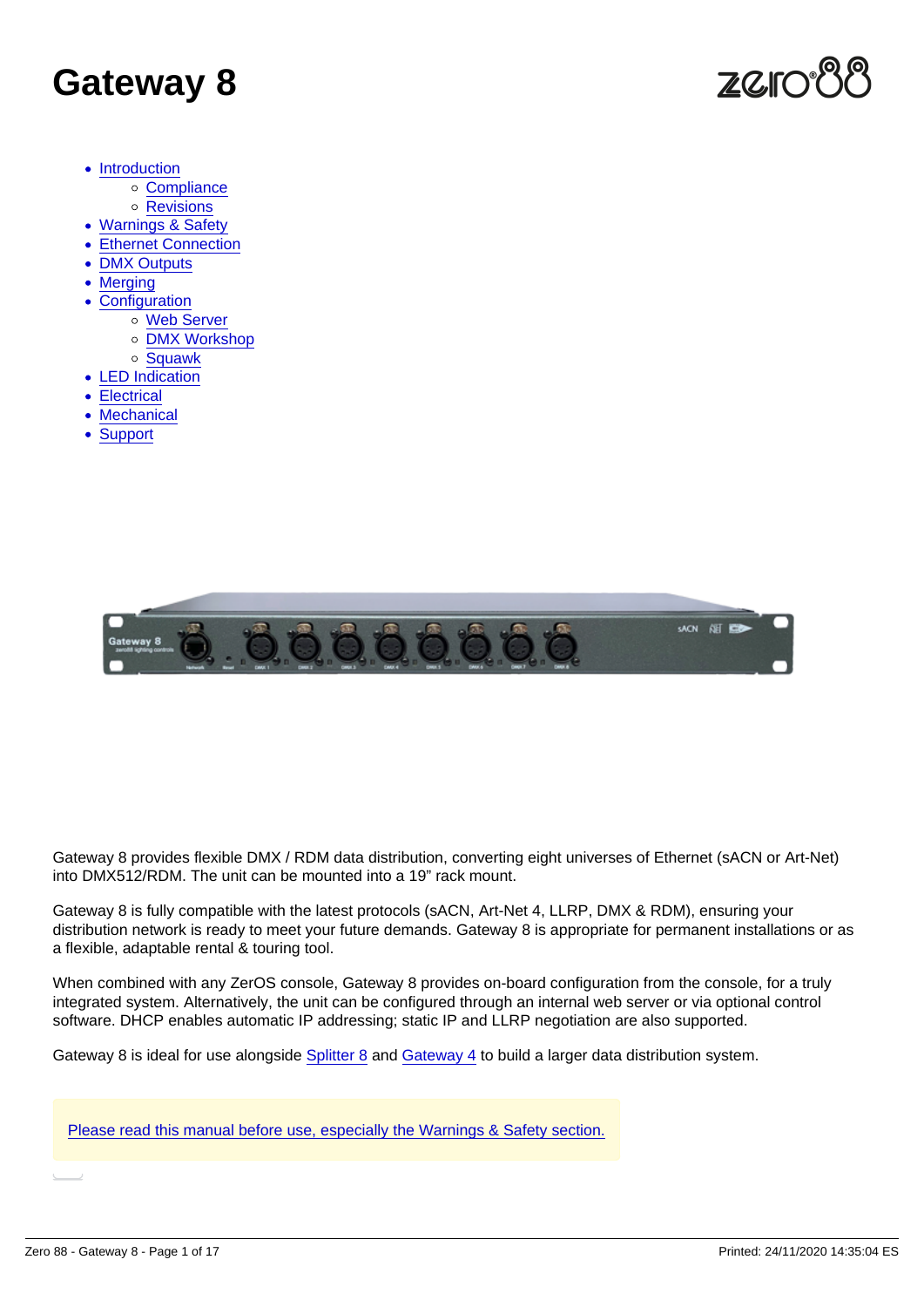# Gateway 8

- Introduction
  - Compliance
  - Revisions
- Warnings & Safety
- Ethernet Connection
- DMX Outputs
- Merging
- Configuration
  - Web Server
  - DMX Workshop
  - Squawk
- LED Indication
- Electrical
- Mechanical
- Support

Gateway 8 provides flexible DMX / RDM data distribution, converting eight universes of Ethernet (sACN or Art-Net) into DMX512/RDM. The unit can be mounted into a 19" rack mount.

Gateway 8 is fully compatible with the latest protocols (sACN, Art-Net 4, LLRP, DMX & RDM), ensuring your distribution network is ready to meet your future demands. Gateway 8 is appropriate for permanent installations or as a flexible, adaptable rental & touring tool.

When combined with any ZerOS console, Gateway 8 provides on-board configuration from the console, for a truly integrated system. Alternatively, the unit can be configured through an internal web server or via optional control software. DHCP enables automatic IP addressing; static IP and LLRP negotiation are also supported.

Gateway 8 is ideal for use alongside Splitter 8 and Gateway 4 to build a larger data distribution system.

Please read this manual before use, especially the Warnings & Safety section.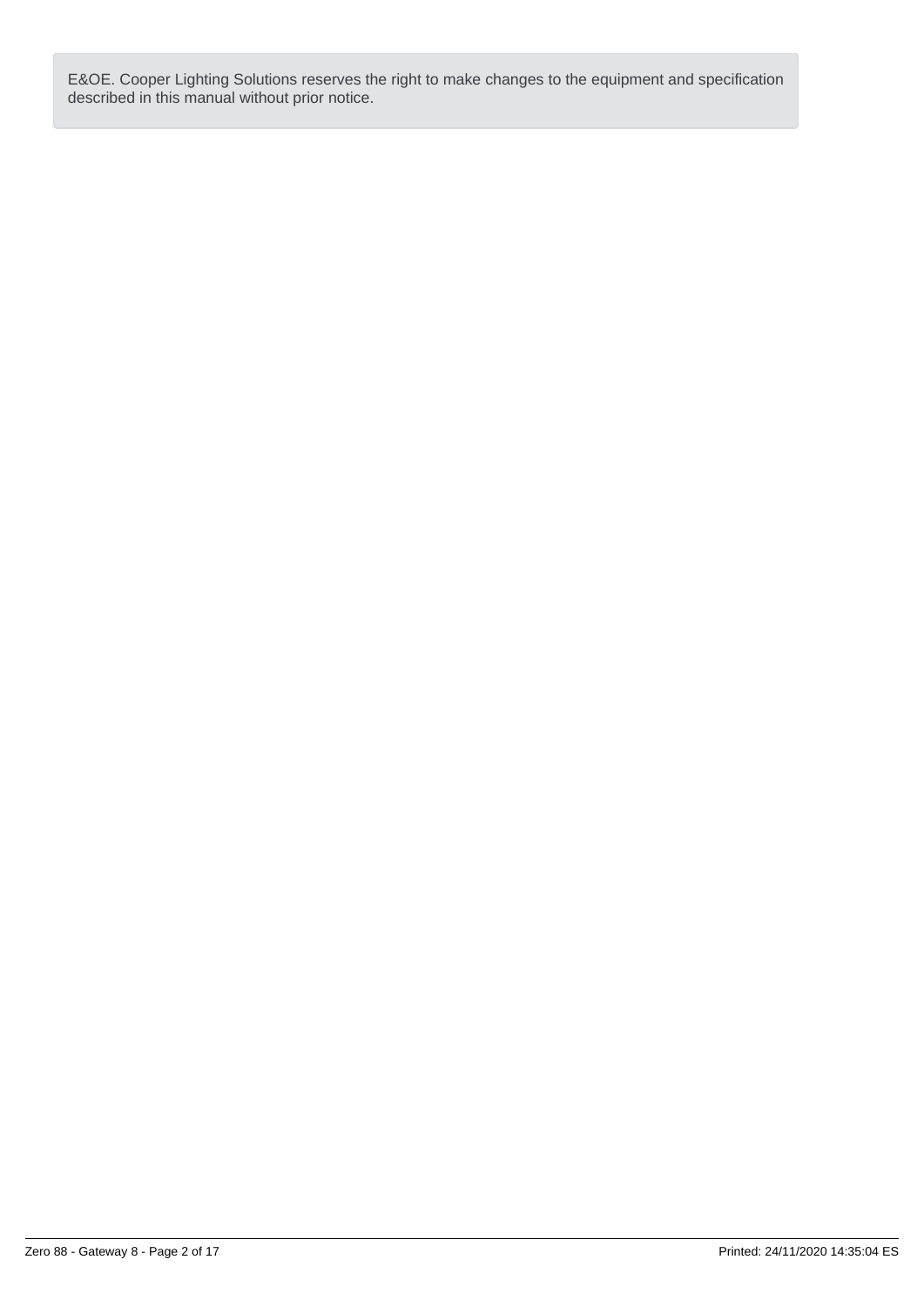E&OE. Cooper Lighting Solutions reserves the right to make changes to the equipment and specification described in this manual without prior notice.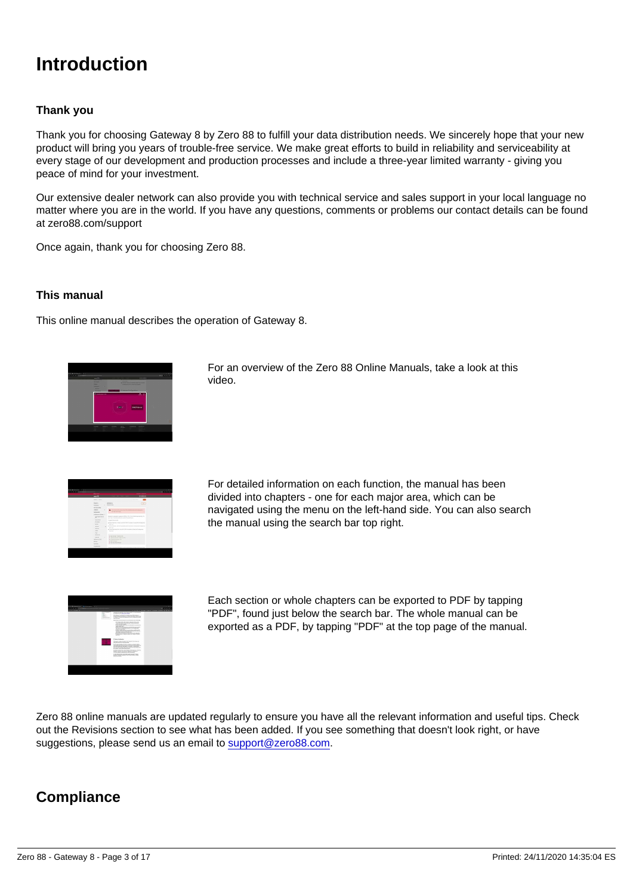# Introduction

### Thank you

Thank you for choosing Gateway 8 by Zero 88 to fulfill your data distribution needs. We sincerely hope that your new product will bring you years of trouble-free service. We make great efforts to build in reliability and serviceability at every stage of our development and production processes and include a three-year limited warranty - giving you peace of mind for your investment.

Our extensive dealer network can also provide you with technical service and sales support in your local language no matter where you are in the world. If you have any questions, comments or problems our contact details can be found at zero88.com/support

Once again, thank you for choosing Zero 88.

### This manual

This online manual describes the operation of Gateway 8.

For an overview of the Zero 88 Online Manuals, take a look at this video.

For detailed information on each function, the manual has been divided into chapters - one for each major area, which can be navigated using the menu on the left-hand side. You can also search the manual using the search bar top right.

Each section or whole chapters can be exported to PDF by tapping "PDF", found just below the search bar. The whole manual can be exported as a PDF, by tapping "PDF" at the top page of the manual.

Zero 88 online manuals are updated regularly to ensure you have all the relevant information and useful tips. Check out the Revisions section to see what has been added. If you see something that doesn't look right, or have suggestions, please send us an email to support@zero88.com.

# Compliance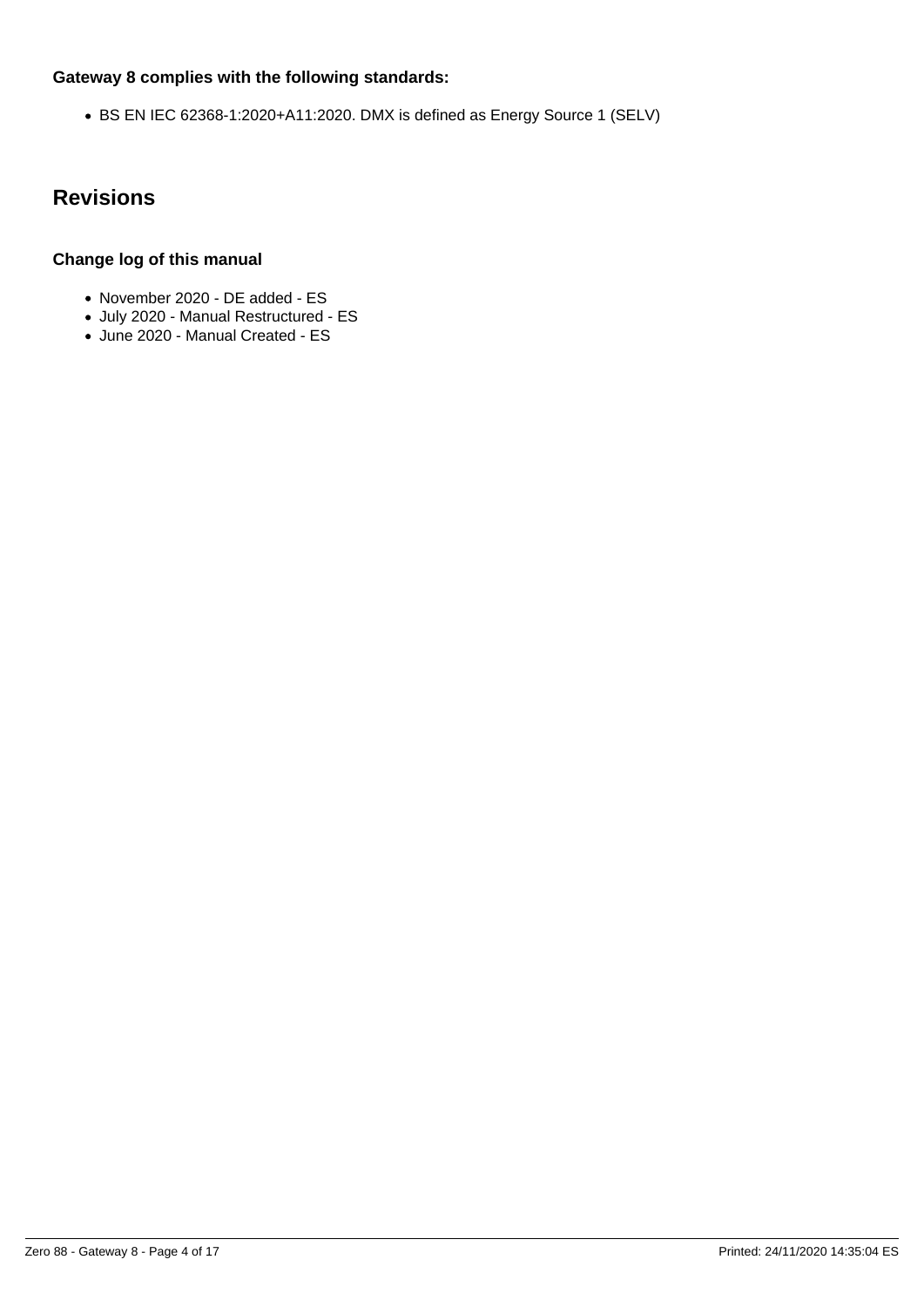**Gateway 8 complies with the following standards:**

- BS EN IEC 62368-1:2020+A11:2020. DMX is defined as Energy Source 1 (SELV)

## Revisions

**Change log of this manual**

- November 2020 - DE added - ES
- July 2020 - Manual Restructured - ES
- June 2020 - Manual Created - ES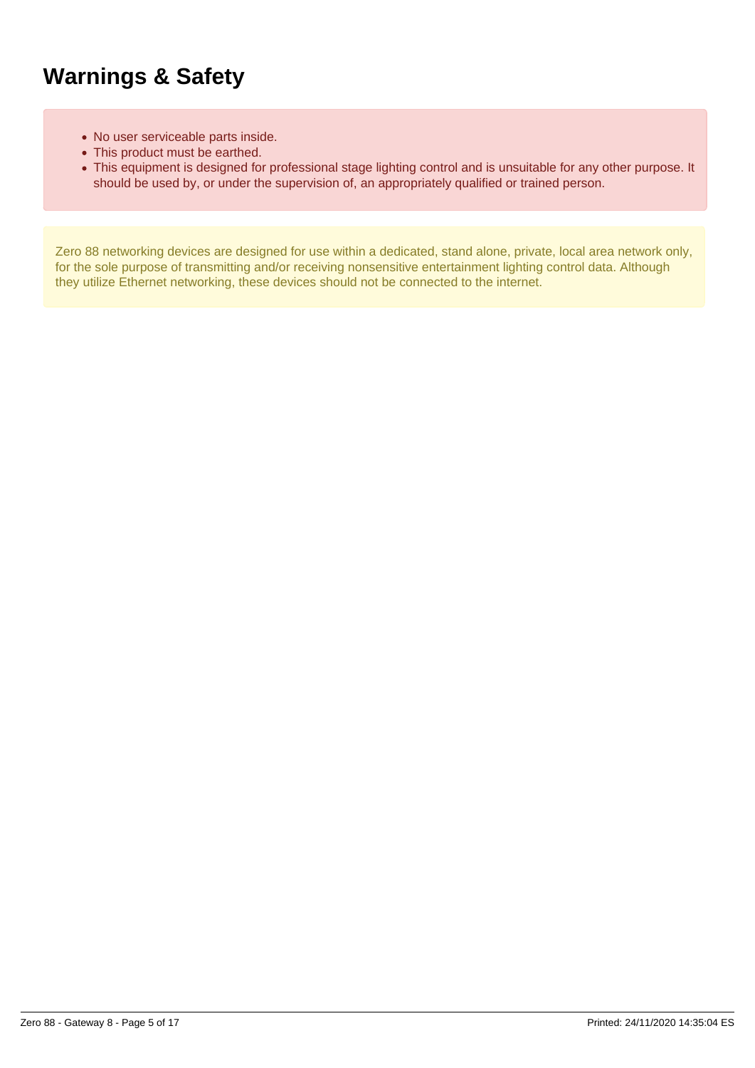# Warnings & Safety

- No user serviceable parts inside.
- This product must be earthed.
- This equipment is designed for professional stage lighting control and is unsuitable for any other purpose. It should be used by, or under the supervision of, an appropriately qualified or trained person.

Zero 88 networking devices are designed for use within a dedicated, stand alone, private, local area network only, for the sole purpose of transmitting and/or receiving nonsensitive entertainment lighting control data. Although they utilize Ethernet networking, these devices should not be connected to the internet.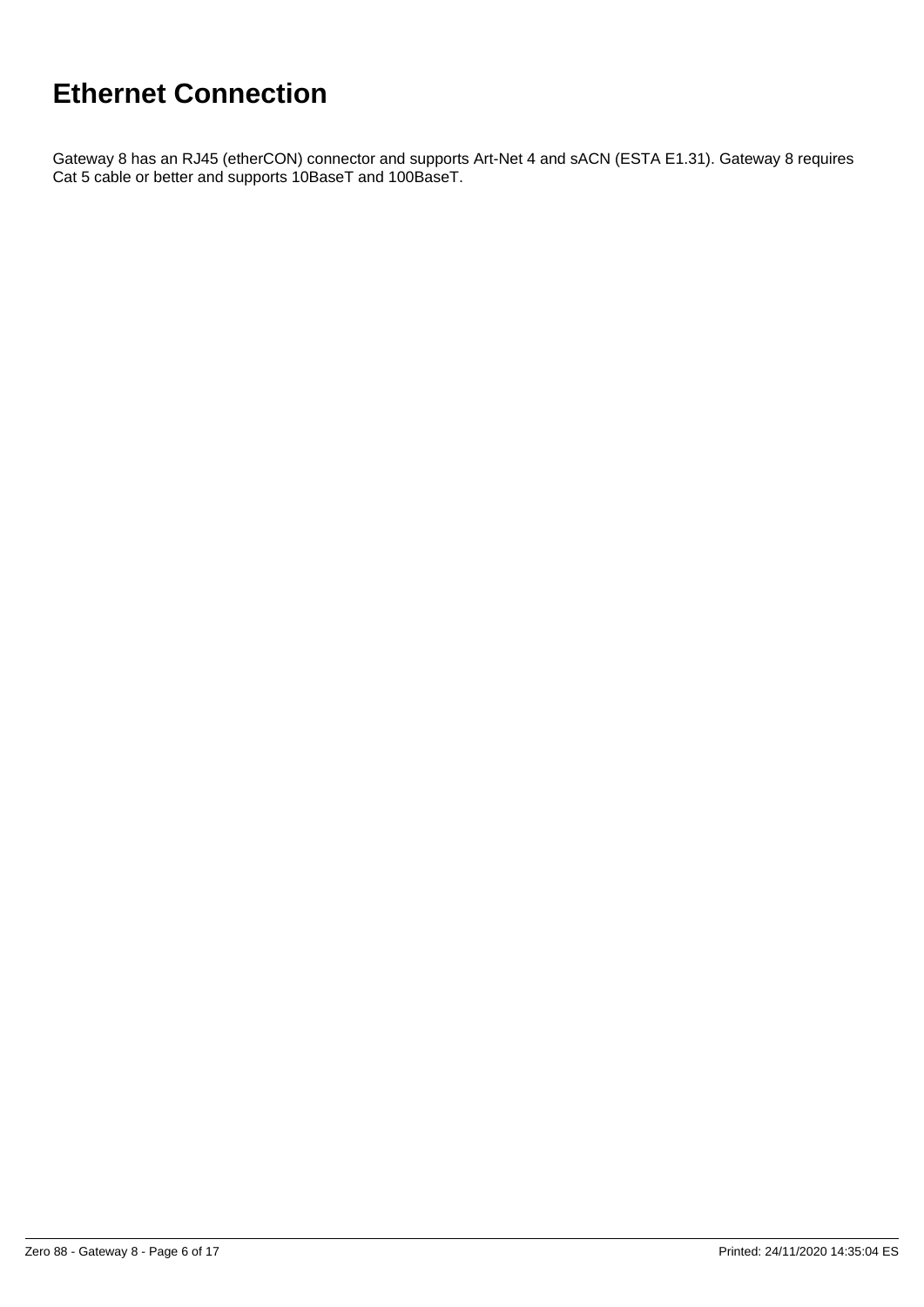# Ethernet Connection

Gateway 8 has an RJ45 (etherCON) connector and supports Art-Net 4 and sACN (ESTA E1.31). Gateway 8 requires Cat 5 cable or better and supports 10BaseT and 100BaseT.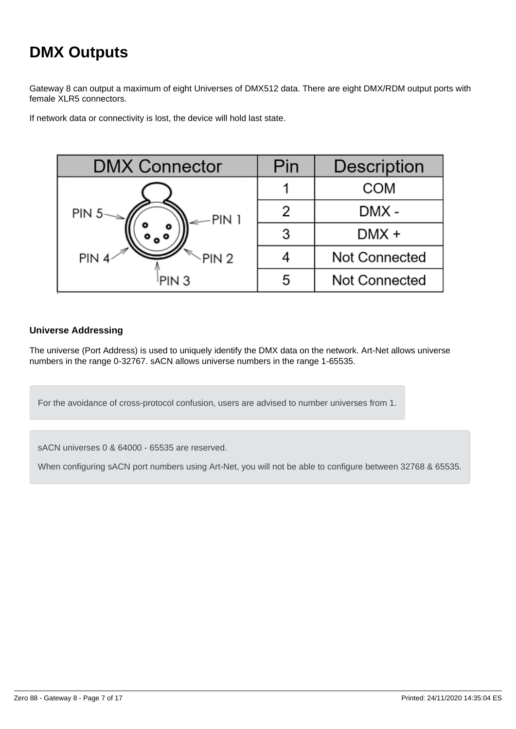# DMX Outputs

Gateway 8 can output a maximum of eight Universes of DMX512 data. There are eight DMX/RDM output ports with female XLR5 connectors.

If network data or connectivity is lost, the device will hold last state.

| DMX Connector | Pin | Description |
|---|---|---|
| PIN 5, PIN 1, PIN 4, PIN 2, PIN 3 | 1 | COM |
| | 2 | DMX - |
| | 3 | DMX + |
| | 4 | Not Connected |
| | 5 | Not Connected |

### Universe Addressing

The universe (Port Address) is used to uniquely identify the DMX data on the network. Art-Net allows universe numbers in the range 0-32767. sACN allows universe numbers in the range 1-65535.

> For the avoidance of cross-protocol confusion, users are advised to number universes from 1.

> sACN universes 0 & 64000 - 65535 are reserved.
>
> When configuring sACN port numbers using Art-Net, you will not be able to configure between 32768 & 65535.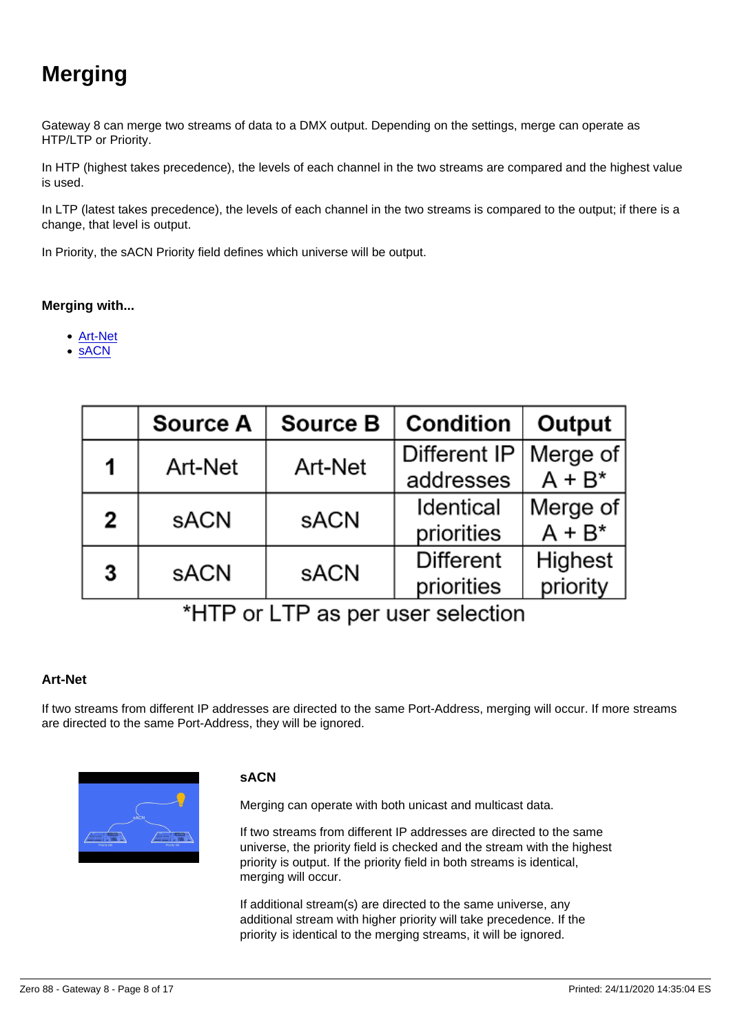# Merging

Gateway 8 can merge two streams of data to a DMX output. Depending on the settings, merge can operate as HTP/LTP or Priority.

In HTP (highest takes precedence), the levels of each channel in the two streams are compared and the highest value is used.

In LTP (latest takes precedence), the levels of each channel in the two streams is compared to the output; if there is a change, that level is output.

In Priority, the sACN Priority field defines which universe will be output.

### Merging with...

- Art-Net
- sACN

| | Source A | Source B | Condition | Output |
|---|---|---|---|---|
| 1 | Art-Net | Art-Net | Different IP addresses | Merge of A + B* |
| 2 | sACN | sACN | Identical priorities | Merge of A + B* |
| 3 | sACN | sACN | Different priorities | Highest priority |

*HTP or LTP as per user selection

### Art-Net

If two streams from different IP addresses are directed to the same Port-Address, merging will occur. If more streams are directed to the same Port-Address, they will be ignored.

### sACN

Merging can operate with both unicast and multicast data.

If two streams from different IP addresses are directed to the same universe, the priority field is checked and the stream with the highest priority is output. If the priority field in both streams is identical, merging will occur.

If additional stream(s) are directed to the same universe, any additional stream with higher priority will take precedence. If the priority is identical to the merging streams, it will be ignored.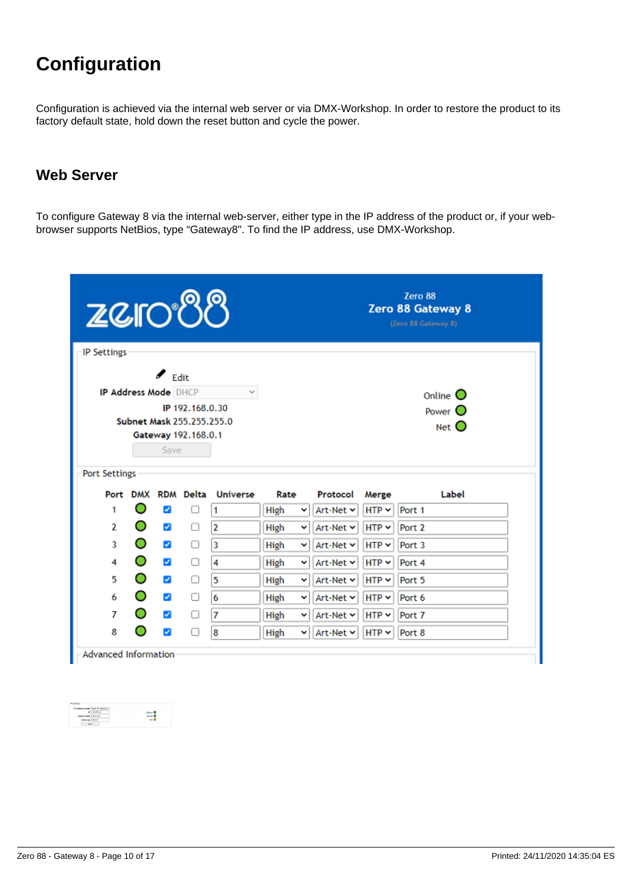# Configuration

Configuration is achieved via the internal web server or via DMX-Workshop. In order to restore the product to its factory default state, hold down the reset button and cycle the power.

## Web Server

To configure Gateway 8 via the internal web-server, either type in the IP address of the product or, if your web-browser supports NetBios, type "Gateway8". To find the IP address, use DMX-Workshop.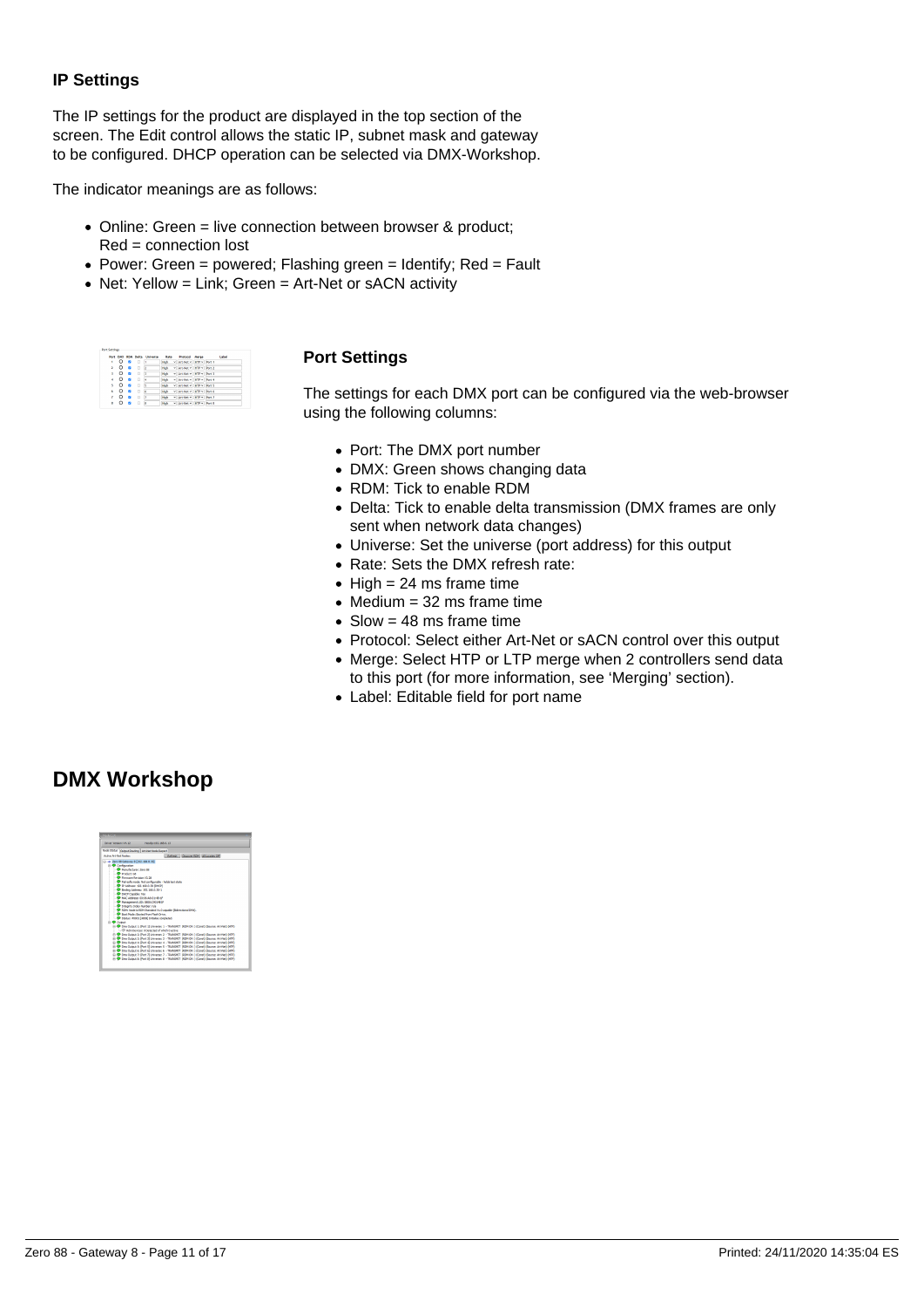### IP Settings

The IP settings for the product are displayed in the top section of the screen. The Edit control allows the static IP, subnet mask and gateway to be configured. DHCP operation can be selected via DMX-Workshop.

The indicator meanings are as follows:

- Online: Green = live connection between browser & product; Red = connection lost
- Power: Green = powered; Flashing green = Identify; Red = Fault
- Net: Yellow = Link; Green = Art-Net or sACN activity

### Port Settings

The settings for each DMX port can be configured via the web-browser using the following columns:

- Port: The DMX port number
- DMX: Green shows changing data
- RDM: Tick to enable RDM
- Delta: Tick to enable delta transmission (DMX frames are only sent when network data changes)
- Universe: Set the universe (port address) for this output
- Rate: Sets the DMX refresh rate:
- High = 24 ms frame time
- Medium = 32 ms frame time
- Slow = 48 ms frame time
- Protocol: Select either Art-Net or sACN control over this output
- Merge: Select HTP or LTP merge when 2 controllers send data to this port (for more information, see 'Merging' section).
- Label: Editable field for port name

## DMX Workshop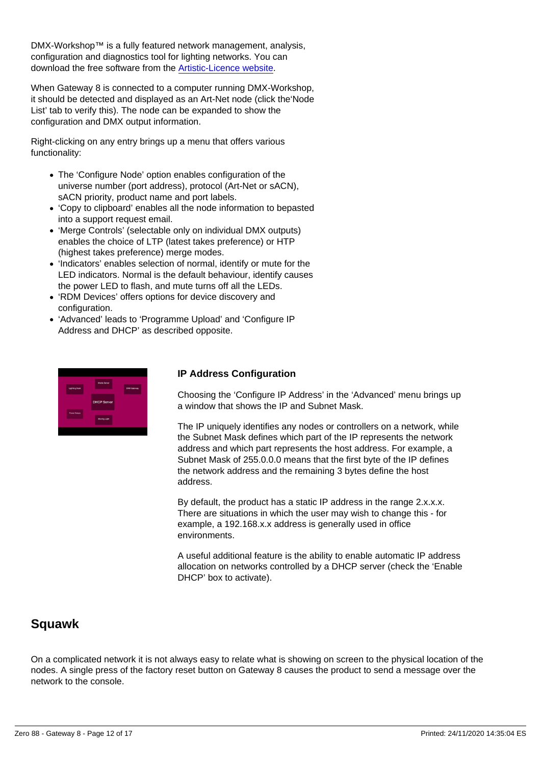DMX-Workshop™ is a fully featured network management, analysis, configuration and diagnostics tool for lighting networks. You can download the free software from the Artistic-Licence website.

When Gateway 8 is connected to a computer running DMX-Workshop, it should be detected and displayed as an Art-Net node (click the'Node List' tab to verify this). The node can be expanded to show the configuration and DMX output information.

Right-clicking on any entry brings up a menu that offers various functionality:

- The 'Configure Node' option enables configuration of the universe number (port address), protocol (Art-Net or sACN), sACN priority, product name and port labels.
- 'Copy to clipboard' enables all the node information to bepasted into a support request email.
- 'Merge Controls' (selectable only on individual DMX outputs) enables the choice of LTP (latest takes preference) or HTP (highest takes preference) merge modes.
- 'Indicators' enables selection of normal, identify or mute for the LED indicators. Normal is the default behaviour, identify causes the power LED to flash, and mute turns off all the LEDs.
- 'RDM Devices' offers options for device discovery and configuration.
- 'Advanced' leads to 'Programme Upload' and 'Configure IP Address and DHCP' as described opposite.

### IP Address Configuration

Choosing the 'Configure IP Address' in the 'Advanced' menu brings up a window that shows the IP and Subnet Mask.

The IP uniquely identifies any nodes or controllers on a network, while the Subnet Mask defines which part of the IP represents the network address and which part represents the host address. For example, a Subnet Mask of 255.0.0.0 means that the first byte of the IP defines the network address and the remaining 3 bytes define the host address.

By default, the product has a static IP address in the range 2.x.x.x. There are situations in which the user may wish to change this - for example, a 192.168.x.x address is generally used in office environments.

A useful additional feature is the ability to enable automatic IP address allocation on networks controlled by a DHCP server (check the 'Enable DHCP' box to activate).

## Squawk

On a complicated network it is not always easy to relate what is showing on screen to the physical location of the nodes. A single press of the factory reset button on Gateway 8 causes the product to send a message over the network to the console.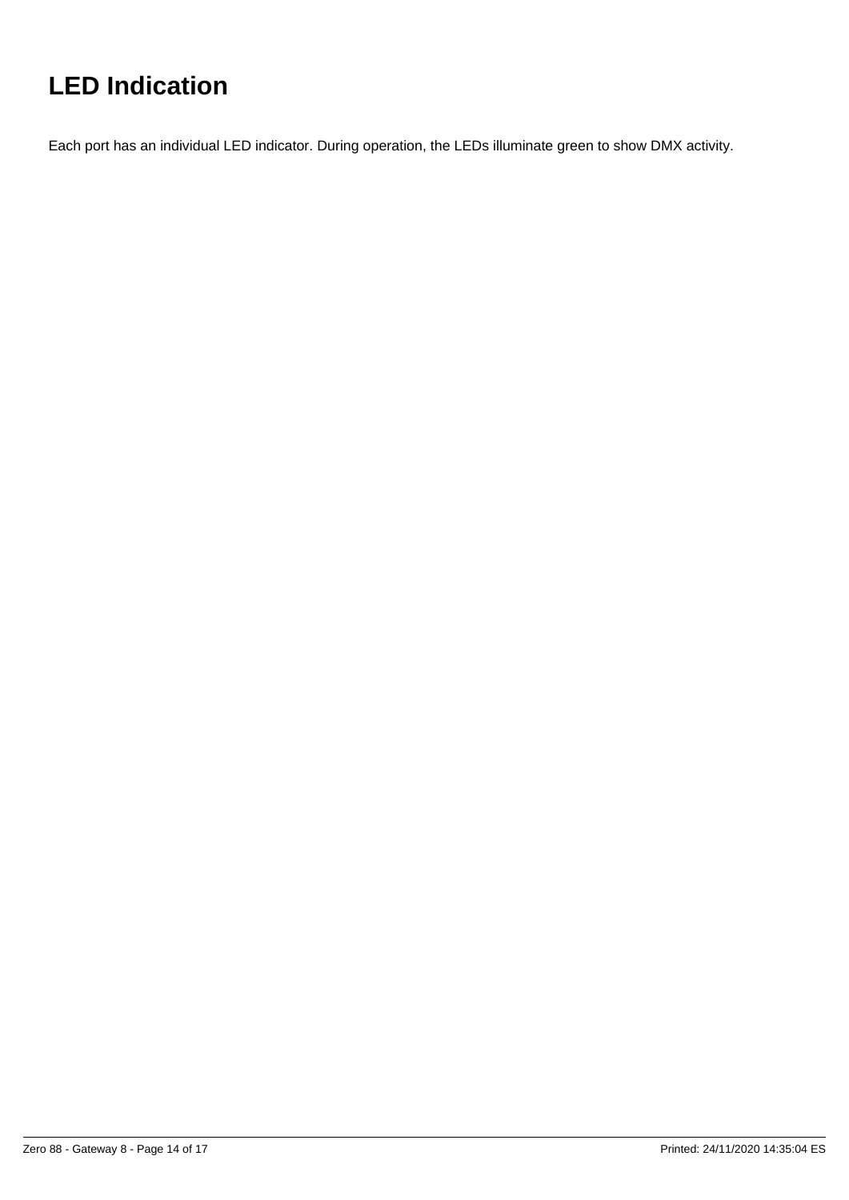# LED Indication

Each port has an individual LED indicator. During operation, the LEDs illuminate green to show DMX activity.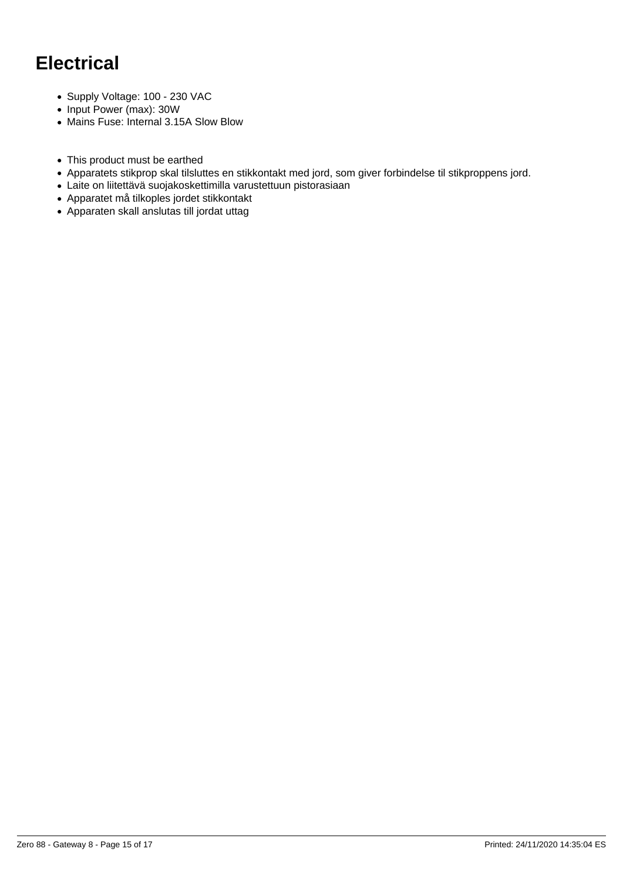# Electrical

- Supply Voltage: 100 - 230 VAC
- Input Power (max): 30W
- Mains Fuse: Internal 3.15A Slow Blow

- This product must be earthed
- Apparatets stikprop skal tilsluttes en stikkontakt med jord, som giver forbindelse til stikproppens jord.
- Laite on liitettävä suojakoskettimilla varustettuun pistorasiaan
- Apparatet må tilkoples jordet stikkontakt
- Apparaten skall anslutas till jordat uttag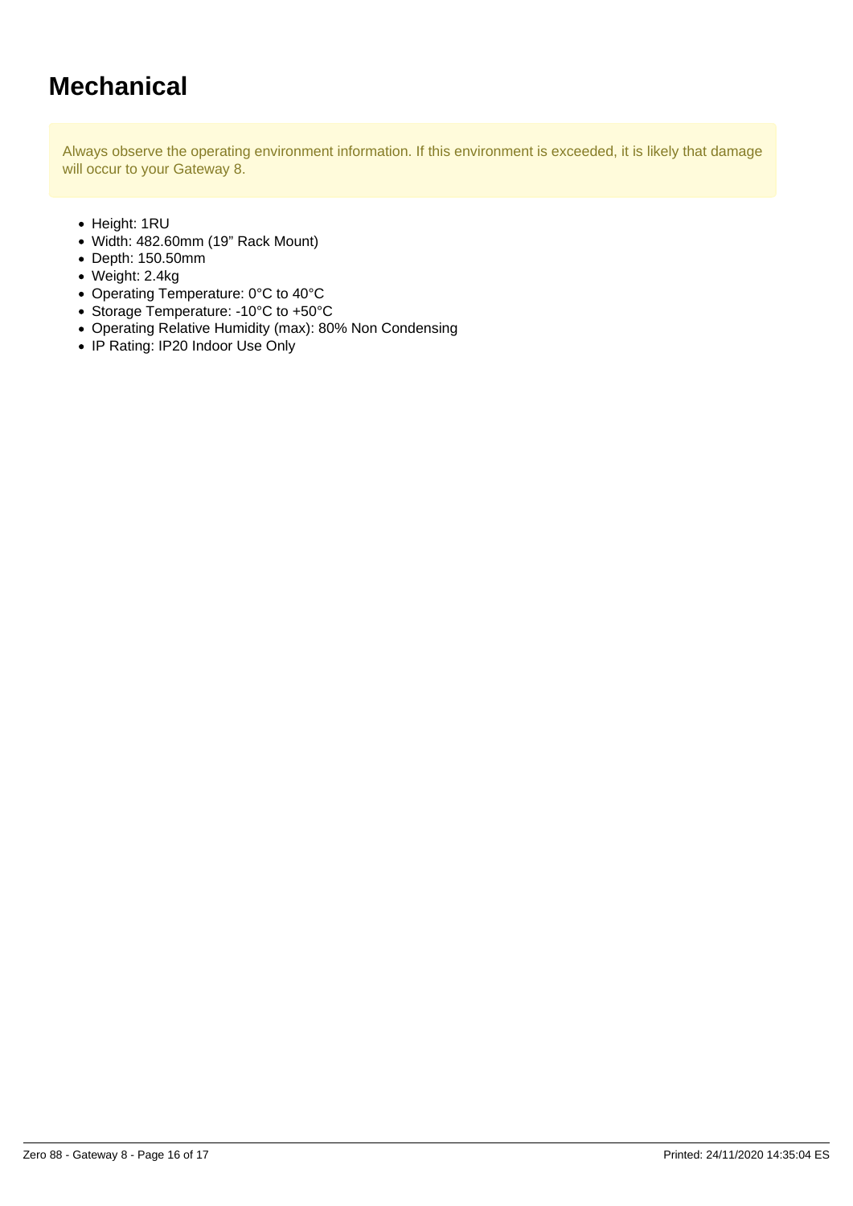# Mechanical

> Always observe the operating environment information. If this environment is exceeded, it is likely that damage will occur to your Gateway 8.

- Height: 1RU
- Width: 482.60mm (19" Rack Mount)
- Depth: 150.50mm
- Weight: 2.4kg
- Operating Temperature: 0°C to 40°C
- Storage Temperature: -10°C to +50°C
- Operating Relative Humidity (max): 80% Non Condensing
- IP Rating: IP20 Indoor Use Only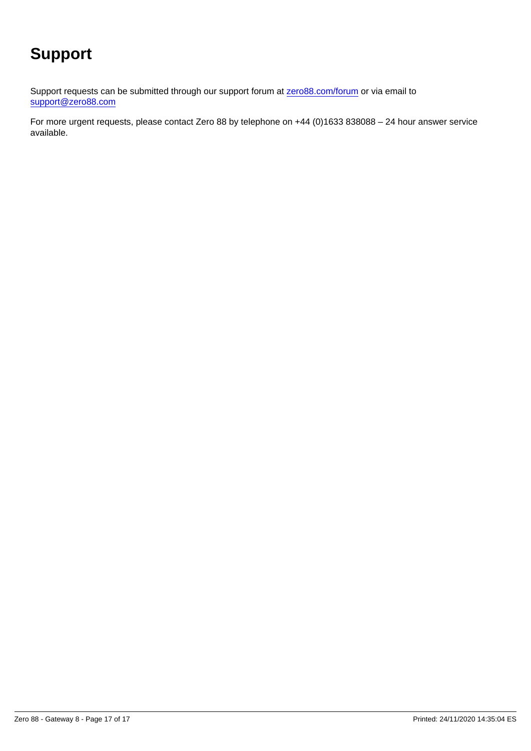# Support

Support requests can be submitted through our support forum at [zero88.com/forum](zero88.com/forum) or via email to [support@zero88.com](mailto:support@zero88.com)

For more urgent requests, please contact Zero 88 by telephone on +44 (0)1633 838088 – 24 hour answer service available.